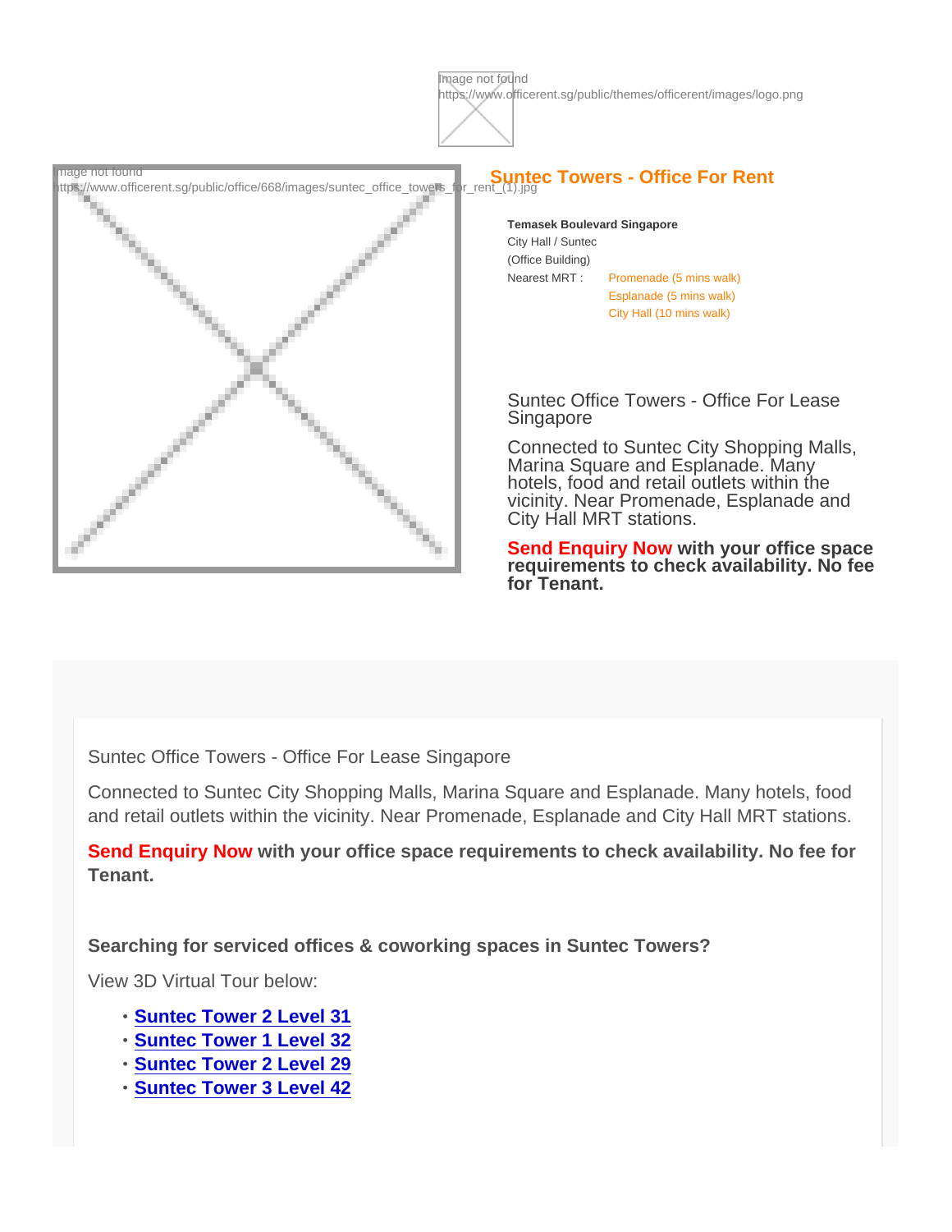# Suntec Towers - Office For Rent

**Temasek Boulevard Singapore**

City Hall / Suntec

(Office Building)

Nearest MRT : Promenade (5 mins walk)
Esplanade (5 mins walk)
City Hall (10 mins walk)

Suntec Office Towers - Office For Lease Singapore

Connected to Suntec City Shopping Malls, Marina Square and Esplanade. Many hotels, food and retail outlets within the vicinity. Near Promenade, Esplanade and City Hall MRT stations.

**Send Enquiry Now with your office space requirements to check availability. No fee for Tenant.**

Suntec Office Towers - Office For Lease Singapore

Connected to Suntec City Shopping Malls, Marina Square and Esplanade. Many hotels, food and retail outlets within the vicinity. Near Promenade, Esplanade and City Hall MRT stations.

**Send Enquiry Now with your office space requirements to check availability. No fee for Tenant.**

**Searching for serviced offices & coworking spaces in Suntec Towers?**

View 3D Virtual Tour below:

- **Suntec Tower 2 Level 31**
- **Suntec Tower 1 Level 32**
- **Suntec Tower 2 Level 29**
- **Suntec Tower 3 Level 42**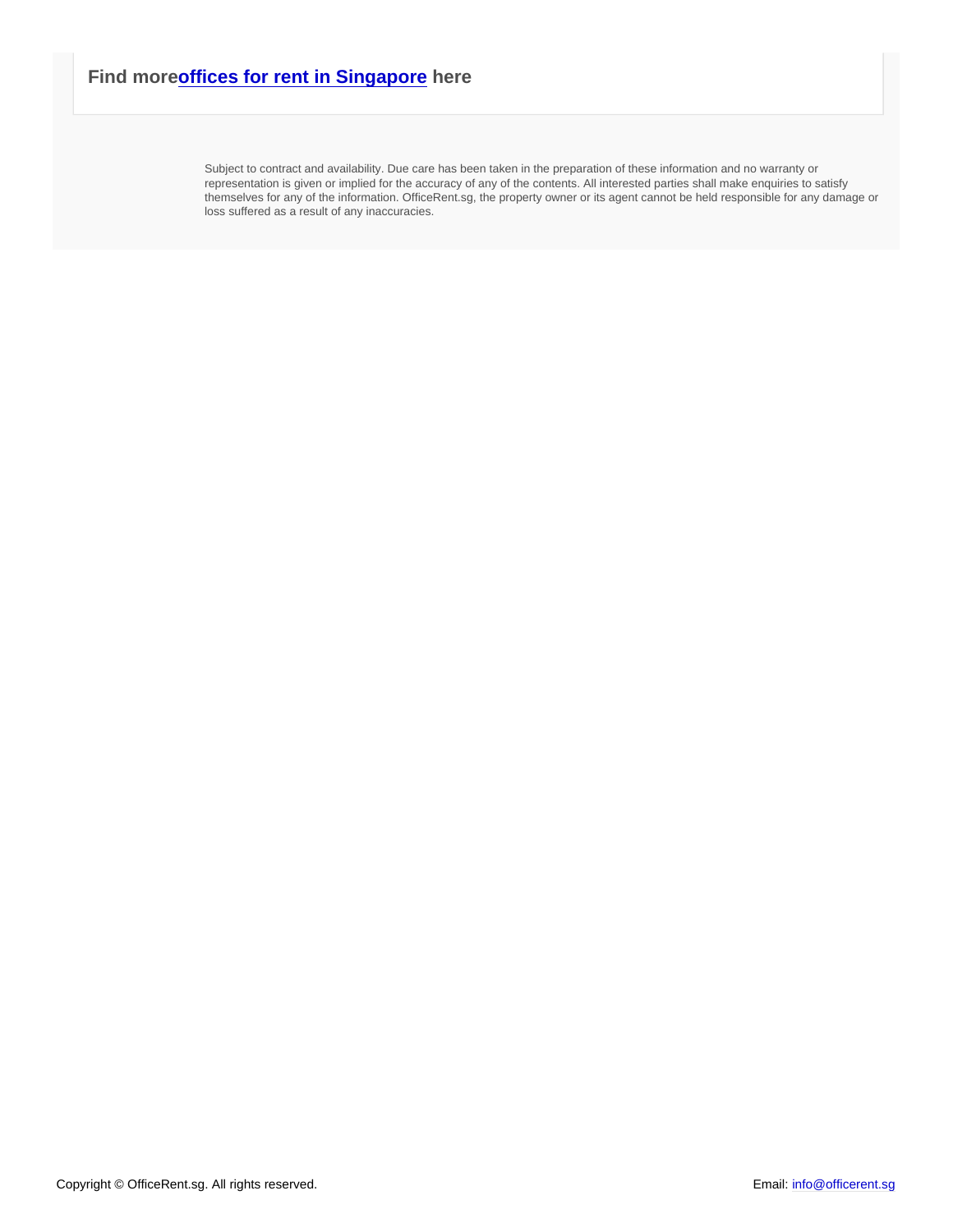### Find more offices for rent in Singapore here

Subject to contract and availability. Due care has been taken in the preparation of these information and no warranty or representation is given or implied for the accuracy of any of the contents. All interested parties shall make enquiries to satisfy themselves for any of the information. OfficeRent.sg, the property owner or its agent cannot be held responsible for any damage or loss suffered as a result of any inaccuracies.

Copyright © OfficeRent.sg. All rights reserved.

Email: info@officerent.sg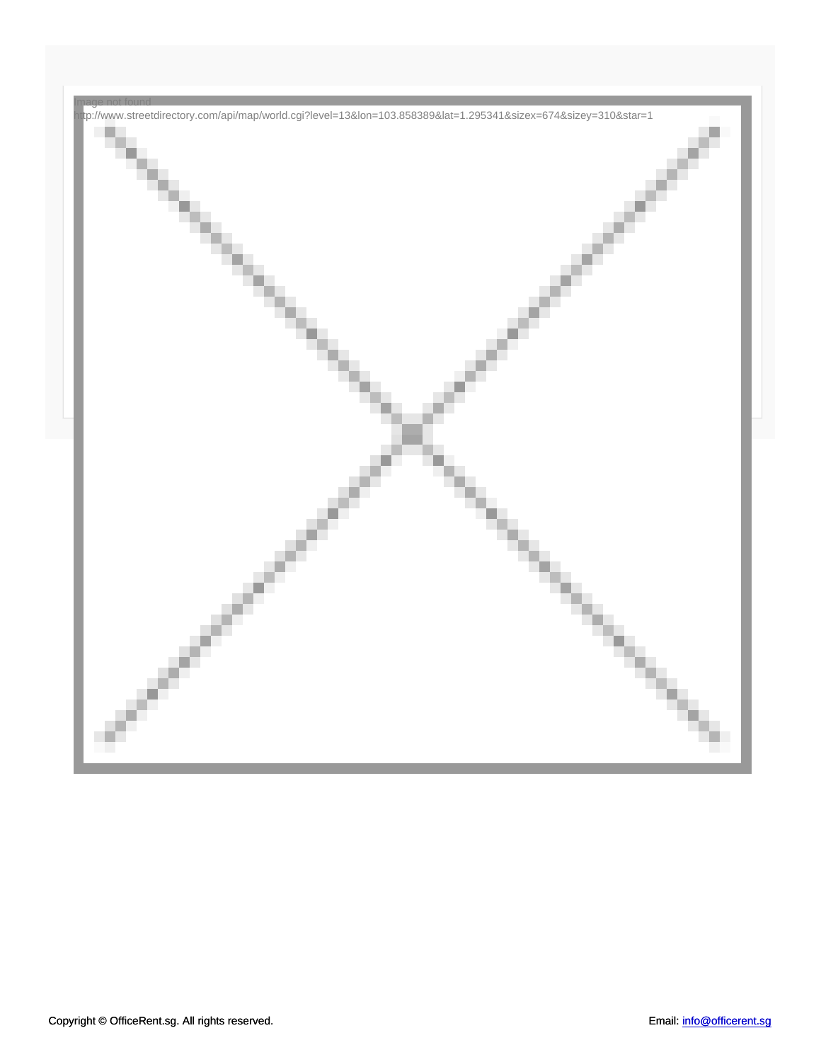Image not found

http://www.streetdirectory.com/api/map/world.cgi?level=13&lon=103.858389&lat=1.295341&sizex=674&sizey=310&star=1